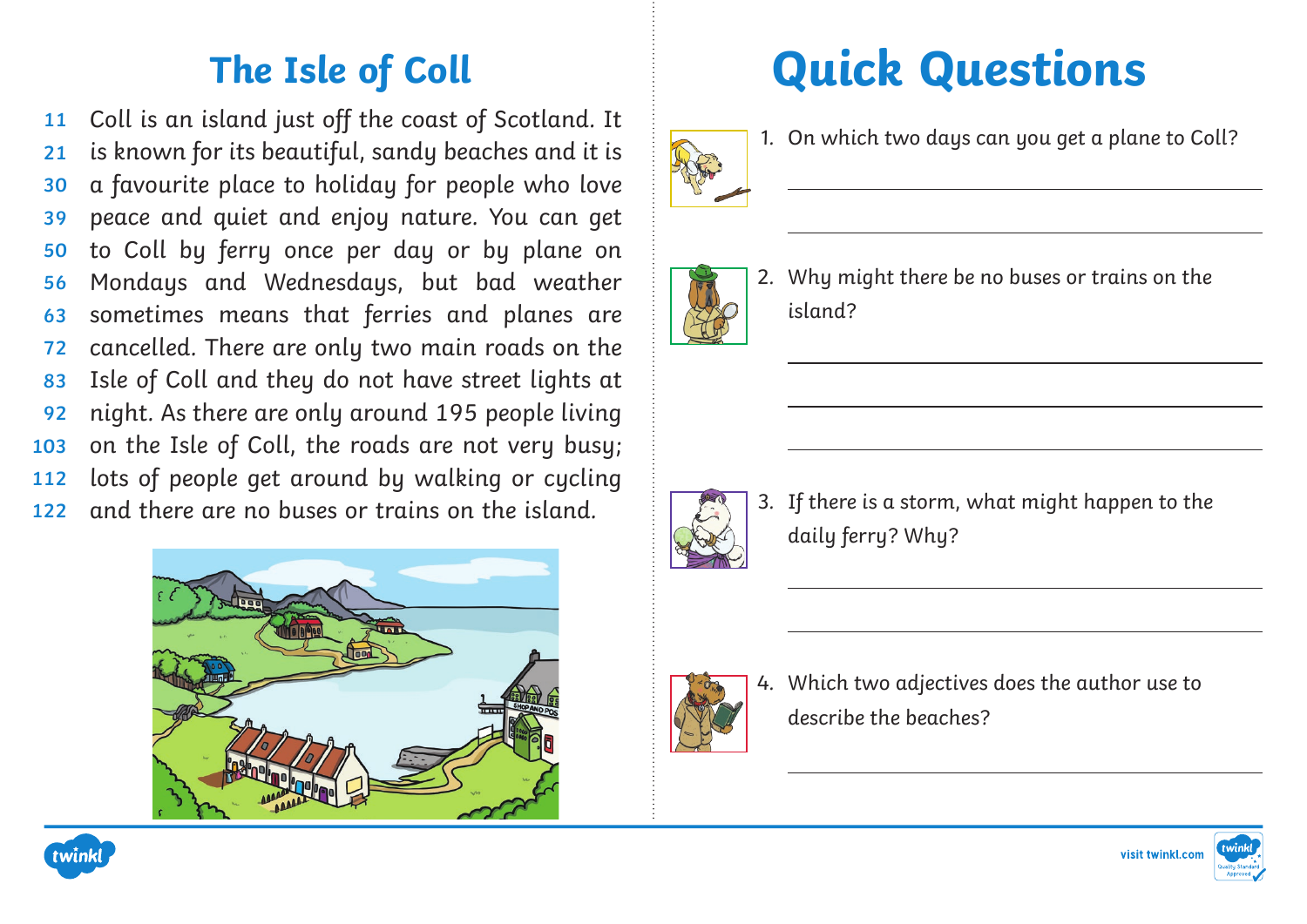# The Isle of Coll

11 Coll is an island just off the coast of Scotland. It
21 is known for its beautiful, sandy beaches and it is
30 a favourite place to holiday for people who love
39 peace and quiet and enjoy nature. You can get
50 to Coll by ferry once per day or by plane on
56 Mondays and Wednesdays, but bad weather
63 sometimes means that ferries and planes are
72 cancelled. There are only two main roads on the
83 Isle of Coll and they do not have street lights at
92 night. As there are only around 195 people living
103 on the Isle of Coll, the roads are not very busy;
112 lots of people get around by walking or cycling
122 and there are no buses or trains on the island.

# Quick Questions

1. On which two days can you get a plane to Coll?

_______________________________________________

_______________________________________________

2. Why might there be no buses or trains on the island?

_______________________________________________

_______________________________________________

_______________________________________________

3. If there is a storm, what might happen to the daily ferry? Why?

_______________________________________________

_______________________________________________

4. Which two adjectives does the author use to describe the beaches?

_______________________________________________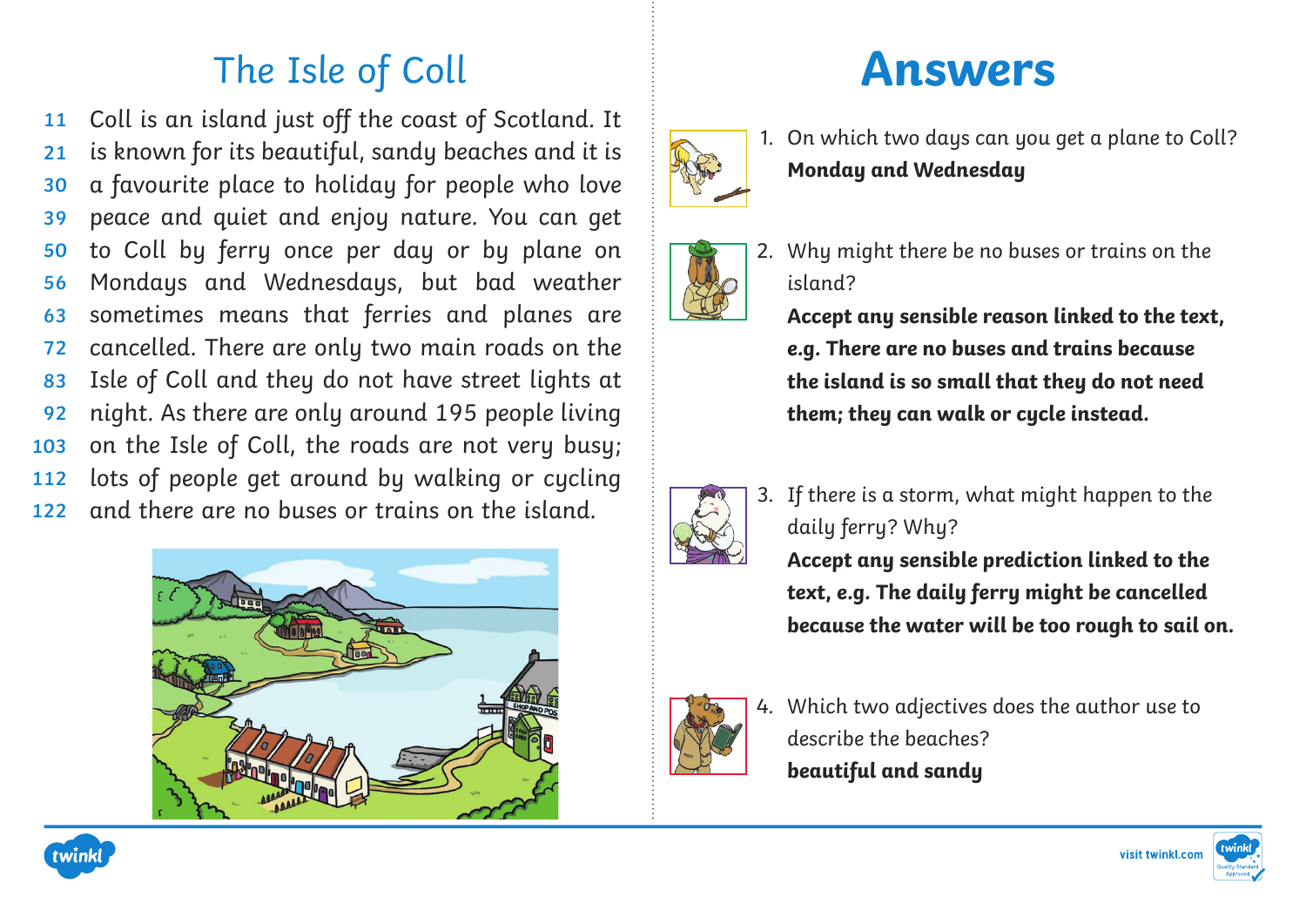# The Isle of Coll

11 Coll is an island just off the coast of Scotland. It
21 is known for its beautiful, sandy beaches and it is
30 a favourite place to holiday for people who love
39 peace and quiet and enjoy nature. You can get
50 to Coll by ferry once per day or by plane on
56 Mondays and Wednesdays, but bad weather
63 sometimes means that ferries and planes are
72 cancelled. There are only two main roads on the
83 Isle of Coll and they do not have street lights at
92 night. As there are only around 195 people living
103 on the Isle of Coll, the roads are not very busy;
112 lots of people get around by walking or cycling
122 and there are no buses or trains on the island.

# Answers

1. On which two days can you get a plane to Coll?
   **Monday and Wednesday**

2. Why might there be no buses or trains on the island?
   **Accept any sensible reason linked to the text, e.g. There are no buses and trains because the island is so small that they do not need them; they can walk or cycle instead.**

3. If there is a storm, what might happen to the daily ferry? Why?
   **Accept any sensible prediction linked to the text, e.g. The daily ferry might be cancelled because the water will be too rough to sail on.**

4. Which two adjectives does the author use to describe the beaches?
   **beautiful and sandy**